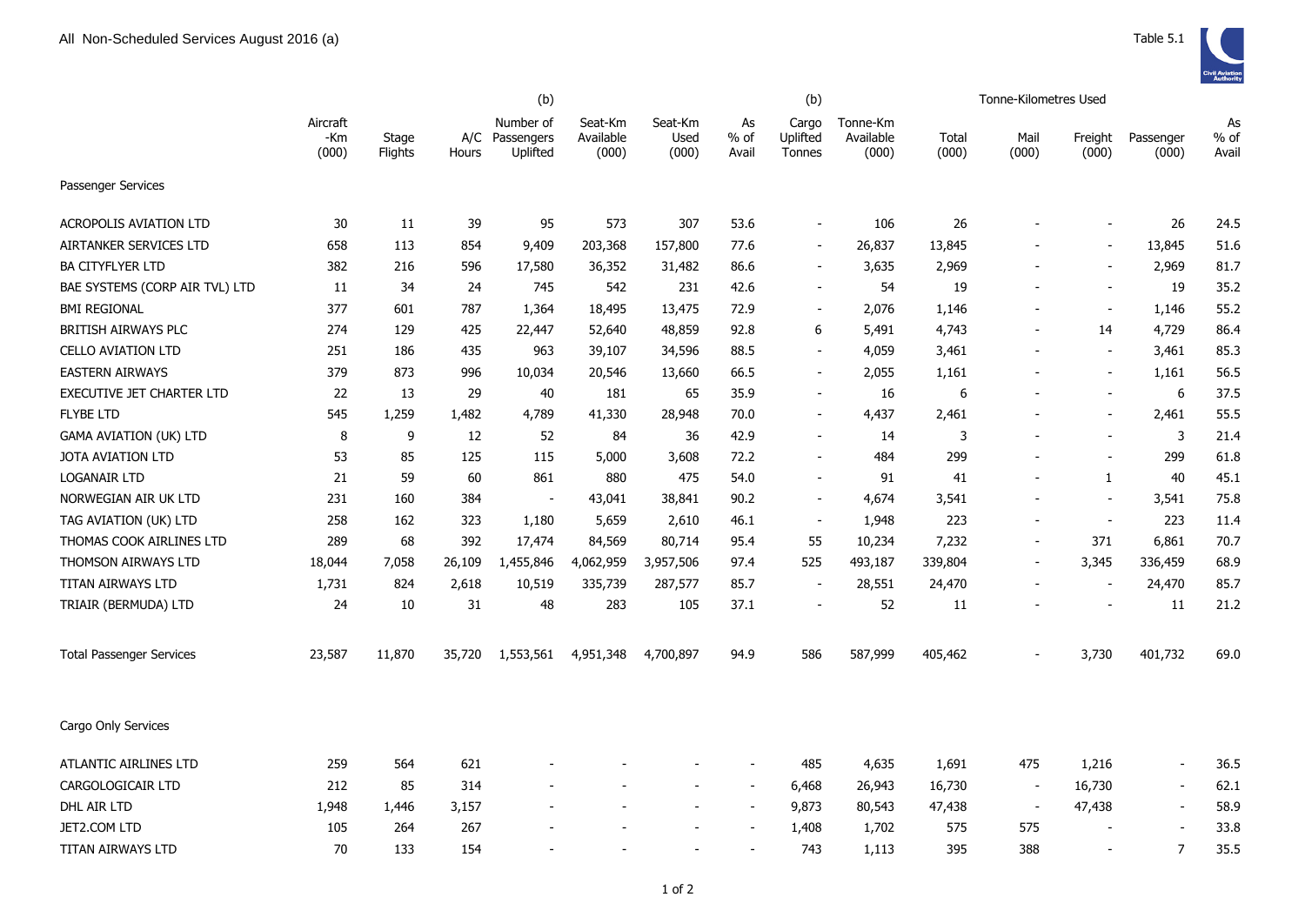All Non-Scheduled Services August 2016 (a)

Table 5.1

| | Aircraft -Km (000) | Stage Flights | A/C Hours | (b) Number of Passengers Uplifted | Seat-Km Available (000) | Seat-Km Used (000) | As % of Avail | (b) Cargo Uplifted Tonnes | Tonne-Km Available (000) | Tonne-Kilometres Used Total (000) | Mail (000) | Freight (000) | Passenger (000) | As % of Avail |
|---|---|---|---|---|---|---|---|---|---|---|---|---|---|---|
| Passenger Services | | | | | | | | | | | | | | |
| ACROPOLIS AVIATION LTD | 30 | 11 | 39 | 95 | 573 | 307 | 53.6 | - | 106 | 26 | - | - | 26 | 24.5 |
| AIRTANKER SERVICES LTD | 658 | 113 | 854 | 9,409 | 203,368 | 157,800 | 77.6 | - | 26,837 | 13,845 | - | - | 13,845 | 51.6 |
| BA CITYFLYER LTD | 382 | 216 | 596 | 17,580 | 36,352 | 31,482 | 86.6 | - | 3,635 | 2,969 | - | - | 2,969 | 81.7 |
| BAE SYSTEMS (CORP AIR TVL) LTD | 11 | 34 | 24 | 745 | 542 | 231 | 42.6 | - | 54 | 19 | - | - | 19 | 35.2 |
| BMI REGIONAL | 377 | 601 | 787 | 1,364 | 18,495 | 13,475 | 72.9 | - | 2,076 | 1,146 | - | - | 1,146 | 55.2 |
| BRITISH AIRWAYS PLC | 274 | 129 | 425 | 22,447 | 52,640 | 48,859 | 92.8 | 6 | 5,491 | 4,743 | - | 14 | 4,729 | 86.4 |
| CELLO AVIATION LTD | 251 | 186 | 435 | 963 | 39,107 | 34,596 | 88.5 | - | 4,059 | 3,461 | - | - | 3,461 | 85.3 |
| EASTERN AIRWAYS | 379 | 873 | 996 | 10,034 | 20,546 | 13,660 | 66.5 | - | 2,055 | 1,161 | - | - | 1,161 | 56.5 |
| EXECUTIVE JET CHARTER LTD | 22 | 13 | 29 | 40 | 181 | 65 | 35.9 | - | 16 | 6 | - | - | 6 | 37.5 |
| FLYBE LTD | 545 | 1,259 | 1,482 | 4,789 | 41,330 | 28,948 | 70.0 | - | 4,437 | 2,461 | - | - | 2,461 | 55.5 |
| GAMA AVIATION (UK) LTD | 8 | 9 | 12 | 52 | 84 | 36 | 42.9 | - | 14 | 3 | - | - | 3 | 21.4 |
| JOTA AVIATION LTD | 53 | 85 | 125 | 115 | 5,000 | 3,608 | 72.2 | - | 484 | 299 | - | - | 299 | 61.8 |
| LOGANAIR LTD | 21 | 59 | 60 | 861 | 880 | 475 | 54.0 | - | 91 | 41 | - | 1 | 40 | 45.1 |
| NORWEGIAN AIR UK LTD | 231 | 160 | 384 | - | 43,041 | 38,841 | 90.2 | - | 4,674 | 3,541 | - | - | 3,541 | 75.8 |
| TAG AVIATION (UK) LTD | 258 | 162 | 323 | 1,180 | 5,659 | 2,610 | 46.1 | - | 1,948 | 223 | - | - | 223 | 11.4 |
| THOMAS COOK AIRLINES LTD | 289 | 68 | 392 | 17,474 | 84,569 | 80,714 | 95.4 | 55 | 10,234 | 7,232 | - | 371 | 6,861 | 70.7 |
| THOMSON AIRWAYS LTD | 18,044 | 7,058 | 26,109 | 1,455,846 | 4,062,959 | 3,957,506 | 97.4 | 525 | 493,187 | 339,804 | - | 3,345 | 336,459 | 68.9 |
| TITAN AIRWAYS LTD | 1,731 | 824 | 2,618 | 10,519 | 335,739 | 287,577 | 85.7 | - | 28,551 | 24,470 | - | - | 24,470 | 85.7 |
| TRIAIR (BERMUDA) LTD | 24 | 10 | 31 | 48 | 283 | 105 | 37.1 | - | 52 | 11 | - | - | 11 | 21.2 |
| Total Passenger Services | 23,587 | 11,870 | 35,720 | 1,553,561 | 4,951,348 | 4,700,897 | 94.9 | 586 | 587,999 | 405,462 | - | 3,730 | 401,732 | 69.0 |
| Cargo Only Services | | | | | | | | | | | | | | |
| ATLANTIC AIRLINES LTD | 259 | 564 | 621 | - | - | - | - | 485 | 4,635 | 1,691 | 475 | 1,216 | - | 36.5 |
| CARGOLOGICAIR LTD | 212 | 85 | 314 | - | - | - | - | 6,468 | 26,943 | 16,730 | - | 16,730 | - | 62.1 |
| DHL AIR LTD | 1,948 | 1,446 | 3,157 | - | - | - | - | 9,873 | 80,543 | 47,438 | - | 47,438 | - | 58.9 |
| JET2.COM LTD | 105 | 264 | 267 | - | - | - | - | 1,408 | 1,702 | 575 | 575 | - | - | 33.8 |
| TITAN AIRWAYS LTD | 70 | 133 | 154 | - | - | - | - | 743 | 1,113 | 395 | 388 | - | 7 | 35.5 |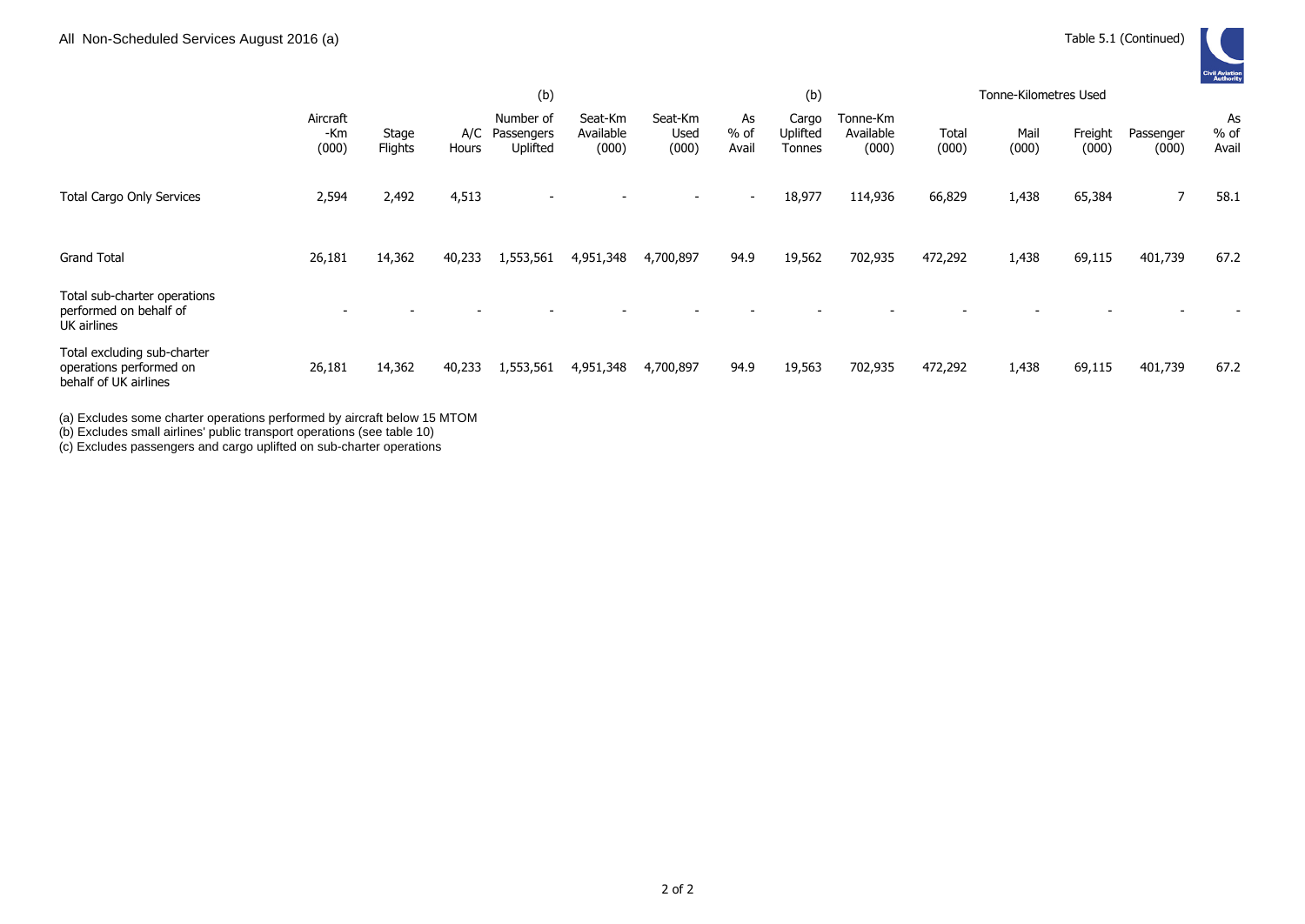All Non-Scheduled Services August 2016 (a)

Table 5.1 (Continued)

| | Aircraft -Km (000) | Stage Flights | A/C Hours | (b) Number of Passengers Uplifted | Seat-Km Available (000) | Seat-Km Used (000) | As % of Avail | (b) Cargo Uplifted Tonnes | Tonne-Km Available (000) | Tonne-Kilometres Used Total (000) | Mail (000) | Freight (000) | Passenger (000) | As % of Avail |
|---|---|---|---|---|---|---|---|---|---|---|---|---|---|---|
| Total Cargo Only Services | 2,594 | 2,492 | 4,513 | - | - | - | - | 18,977 | 114,936 | 66,829 | 1,438 | 65,384 | 7 | 58.1 |
| Grand Total | 26,181 | 14,362 | 40,233 | 1,553,561 | 4,951,348 | 4,700,897 | 94.9 | 19,562 | 702,935 | 472,292 | 1,438 | 69,115 | 401,739 | 67.2 |
| Total sub-charter operations performed on behalf of UK airlines | - | - | - | - | - | - | - | - | - | - | - | - | - | - |
| Total excluding sub-charter operations performed on behalf of UK airlines | 26,181 | 14,362 | 40,233 | 1,553,561 | 4,951,348 | 4,700,897 | 94.9 | 19,563 | 702,935 | 472,292 | 1,438 | 69,115 | 401,739 | 67.2 |

(a) Excludes some charter operations performed by aircraft below 15 MTOM
(b) Excludes small airlines' public transport operations (see table 10)
(c) Excludes passengers and cargo uplifted on sub-charter operations